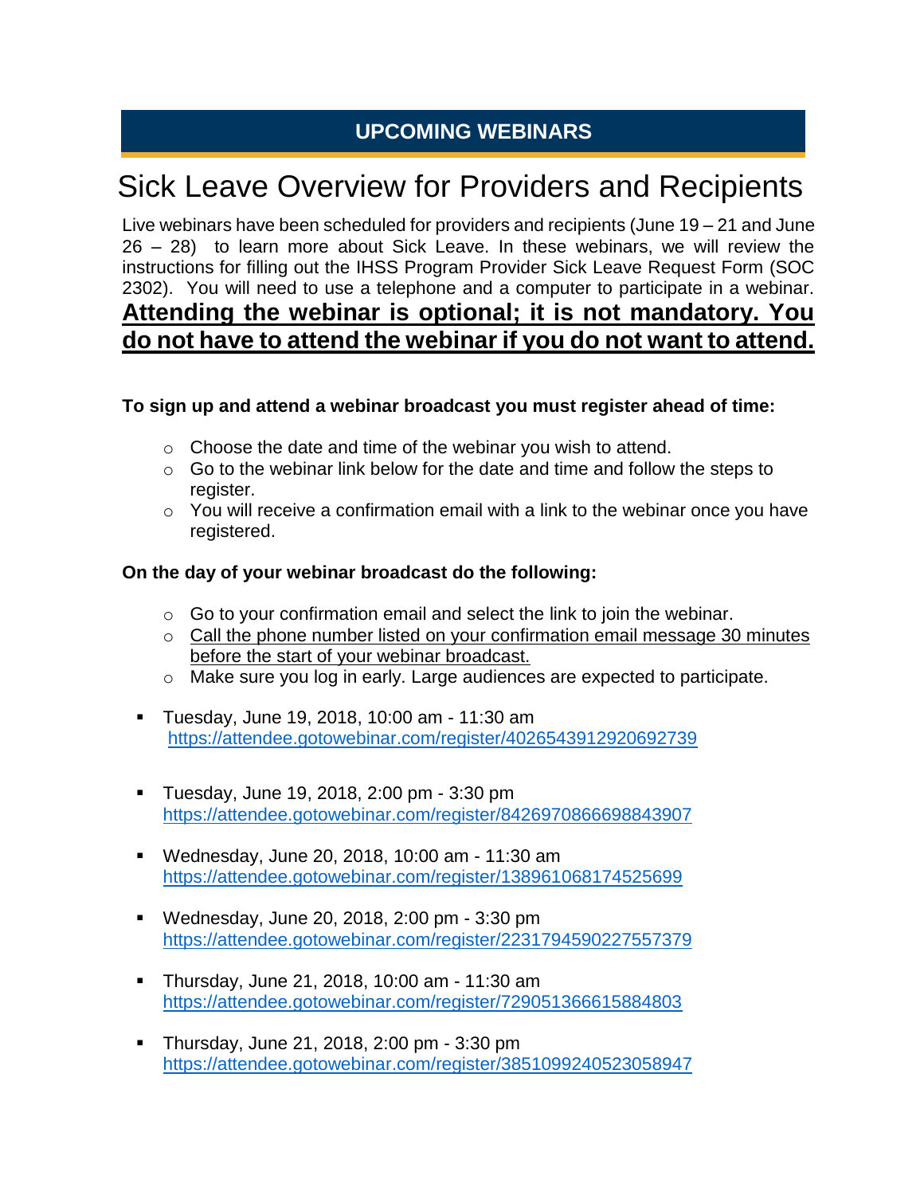## UPCOMING WEBINARS

# Sick Leave Overview for Providers and Recipients

Live webinars have been scheduled for providers and recipients (June 19 – 21 and June 26 – 28) to learn more about Sick Leave. In these webinars, we will review the instructions for filling out the IHSS Program Provider Sick Leave Request Form (SOC 2302). You will need to use a telephone and a computer to participate in a webinar.

**<u>Attending the webinar is optional; it is not mandatory. You do not have to attend the webinar if you do not want to attend.</u>**

**To sign up and attend a webinar broadcast you must register ahead of time:**

- Choose the date and time of the webinar you wish to attend.
- Go to the webinar link below for the date and time and follow the steps to register.
- You will receive a confirmation email with a link to the webinar once you have registered.

**On the day of your webinar broadcast do the following:**

- Go to your confirmation email and select the link to join the webinar.
- <u>Call the phone number listed on your confirmation email message 30 minutes before the start of your webinar broadcast.</u>
- Make sure you log in early. Large audiences are expected to participate.

- Tuesday, June 19, 2018, 10:00 am - 11:30 am
  https://attendee.gotowebinar.com/register/4026543912920692739

- Tuesday, June 19, 2018, 2:00 pm - 3:30 pm
  https://attendee.gotowebinar.com/register/8426970866698843907

- Wednesday, June 20, 2018, 10:00 am - 11:30 am
  https://attendee.gotowebinar.com/register/138961068174525699

- Wednesday, June 20, 2018, 2:00 pm - 3:30 pm
  https://attendee.gotowebinar.com/register/2231794590227557379

- Thursday, June 21, 2018, 10:00 am - 11:30 am
  https://attendee.gotowebinar.com/register/729051366615884803

- Thursday, June 21, 2018, 2:00 pm - 3:30 pm
  https://attendee.gotowebinar.com/register/3851099240523058947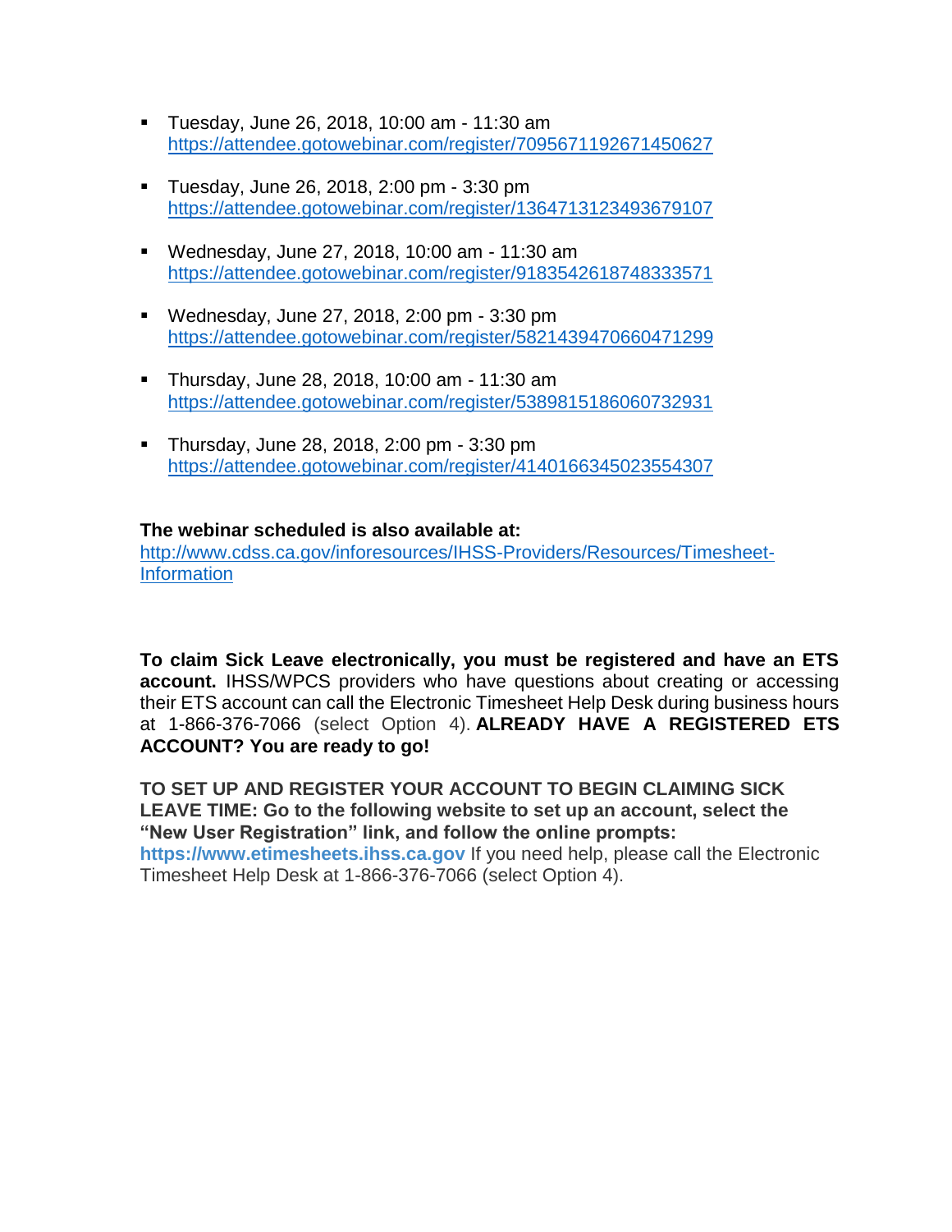- Tuesday, June 26, 2018, 10:00 am - 11:30 am
  https://attendee.gotowebinar.com/register/7095671192671450627

- Tuesday, June 26, 2018, 2:00 pm - 3:30 pm
  https://attendee.gotowebinar.com/register/1364713123493679107

- Wednesday, June 27, 2018, 10:00 am - 11:30 am
  https://attendee.gotowebinar.com/register/9183542618748333571

- Wednesday, June 27, 2018, 2:00 pm - 3:30 pm
  https://attendee.gotowebinar.com/register/5821439470660471299

- Thursday, June 28, 2018, 10:00 am - 11:30 am
  https://attendee.gotowebinar.com/register/5389815186060732931

- Thursday, June 28, 2018, 2:00 pm - 3:30 pm
  https://attendee.gotowebinar.com/register/4140166345023554307

**The webinar scheduled is also available at:**
http://www.cdss.ca.gov/inforesources/IHSS-Providers/Resources/Timesheet-Information

**To claim Sick Leave electronically, you must be registered and have an ETS account.** IHSS/WPCS providers who have questions about creating or accessing their ETS account can call the Electronic Timesheet Help Desk during business hours at 1-866-376-7066 (select Option 4). **ALREADY HAVE A REGISTERED ETS ACCOUNT? You are ready to go!**

**TO SET UP AND REGISTER YOUR ACCOUNT TO BEGIN CLAIMING SICK LEAVE TIME: Go to the following website to set up an account, select the "New User Registration" link, and follow the online prompts:**
**https://www.etimesheets.ihss.ca.gov** If you need help, please call the Electronic Timesheet Help Desk at 1-866-376-7066 (select Option 4).